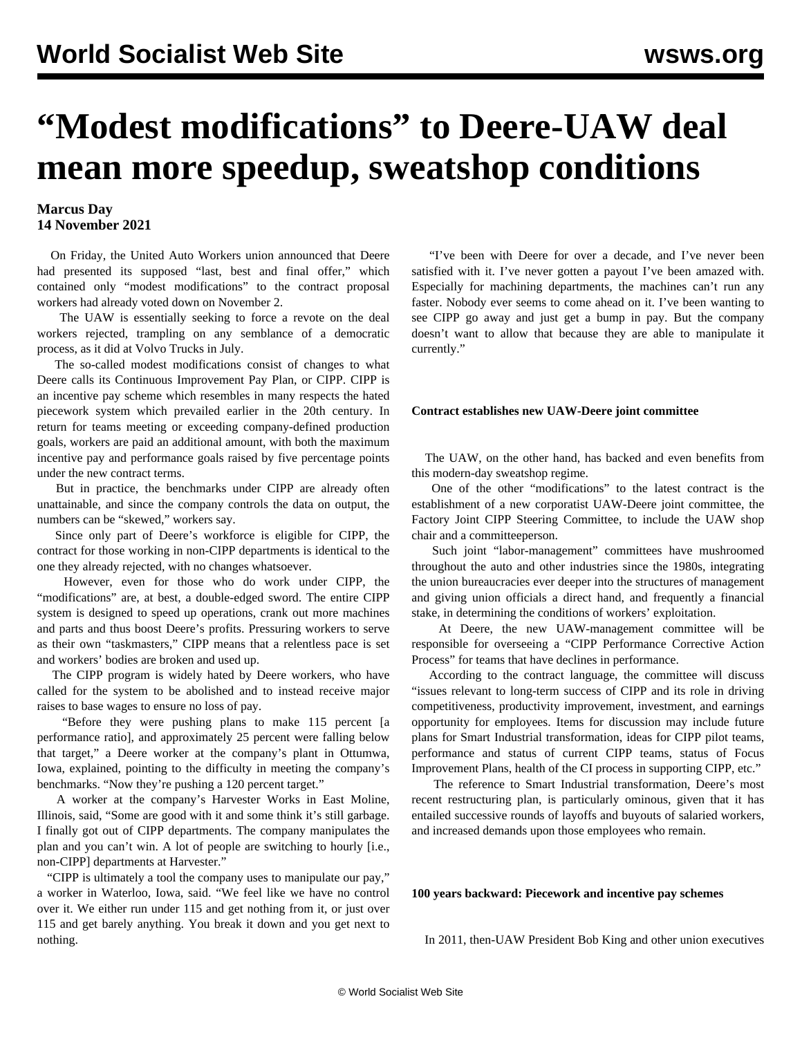# "Modest modifications" to Deere-UAW deal mean more speedup, sweatshop conditions

**Marcus Day**
**14 November 2021**

On Friday, the United Auto Workers union announced that Deere had presented its supposed "last, best and final offer," which contained only "modest modifications" to the contract proposal workers had already voted down on November 2.

The UAW is essentially seeking to force a revote on the deal workers rejected, trampling on any semblance of a democratic process, as it did at Volvo Trucks in July.

The so-called modest modifications consist of changes to what Deere calls its Continuous Improvement Pay Plan, or CIPP. CIPP is an incentive pay scheme which resembles in many respects the hated piecework system which prevailed earlier in the 20th century. In return for teams meeting or exceeding company-defined production goals, workers are paid an additional amount, with both the maximum incentive pay and performance goals raised by five percentage points under the new contract terms.

But in practice, the benchmarks under CIPP are already often unattainable, and since the company controls the data on output, the numbers can be "skewed," workers say.

Since only part of Deere's workforce is eligible for CIPP, the contract for those working in non-CIPP departments is identical to the one they already rejected, with no changes whatsoever.

However, even for those who do work under CIPP, the "modifications" are, at best, a double-edged sword. The entire CIPP system is designed to speed up operations, crank out more machines and parts and thus boost Deere's profits. Pressuring workers to serve as their own "taskmasters," CIPP means that a relentless pace is set and workers' bodies are broken and used up.

The CIPP program is widely hated by Deere workers, who have called for the system to be abolished and to instead receive major raises to base wages to ensure no loss of pay.

"Before they were pushing plans to make 115 percent [a performance ratio], and approximately 25 percent were falling below that target," a Deere worker at the company's plant in Ottumwa, Iowa, explained, pointing to the difficulty in meeting the company's benchmarks. "Now they're pushing a 120 percent target."

A worker at the company's Harvester Works in East Moline, Illinois, said, "Some are good with it and some think it's still garbage. I finally got out of CIPP departments. The company manipulates the plan and you can't win. A lot of people are switching to hourly [i.e., non-CIPP] departments at Harvester."

"CIPP is ultimately a tool the company uses to manipulate our pay," a worker in Waterloo, Iowa, said. "We feel like we have no control over it. We either run under 115 and get nothing from it, or just over 115 and get barely anything. You break it down and you get next to nothing.

"I've been with Deere for over a decade, and I've never been satisfied with it. I've never gotten a payout I've been amazed with. Especially for machining departments, the machines can't run any faster. Nobody ever seems to come ahead on it. I've been wanting to see CIPP go away and just get a bump in pay. But the company doesn't want to allow that because they are able to manipulate it currently."

**Contract establishes new UAW-Deere joint committee**

The UAW, on the other hand, has backed and even benefits from this modern-day sweatshop regime.

One of the other "modifications" to the latest contract is the establishment of a new corporatist UAW-Deere joint committee, the Factory Joint CIPP Steering Committee, to include the UAW shop chair and a committeeperson.

Such joint "labor-management" committees have mushroomed throughout the auto and other industries since the 1980s, integrating the union bureaucracies ever deeper into the structures of management and giving union officials a direct hand, and frequently a financial stake, in determining the conditions of workers' exploitation.

At Deere, the new UAW-management committee will be responsible for overseeing a "CIPP Performance Corrective Action Process" for teams that have declines in performance.

According to the contract language, the committee will discuss "issues relevant to long-term success of CIPP and its role in driving competitiveness, productivity improvement, investment, and earnings opportunity for employees. Items for discussion may include future plans for Smart Industrial transformation, ideas for CIPP pilot teams, performance and status of current CIPP teams, status of Focus Improvement Plans, health of the CI process in supporting CIPP, etc."

The reference to Smart Industrial transformation, Deere's most recent restructuring plan, is particularly ominous, given that it has entailed successive rounds of layoffs and buyouts of salaried workers, and increased demands upon those employees who remain.

**100 years backward: Piecework and incentive pay schemes**

In 2011, then-UAW President Bob King and other union executives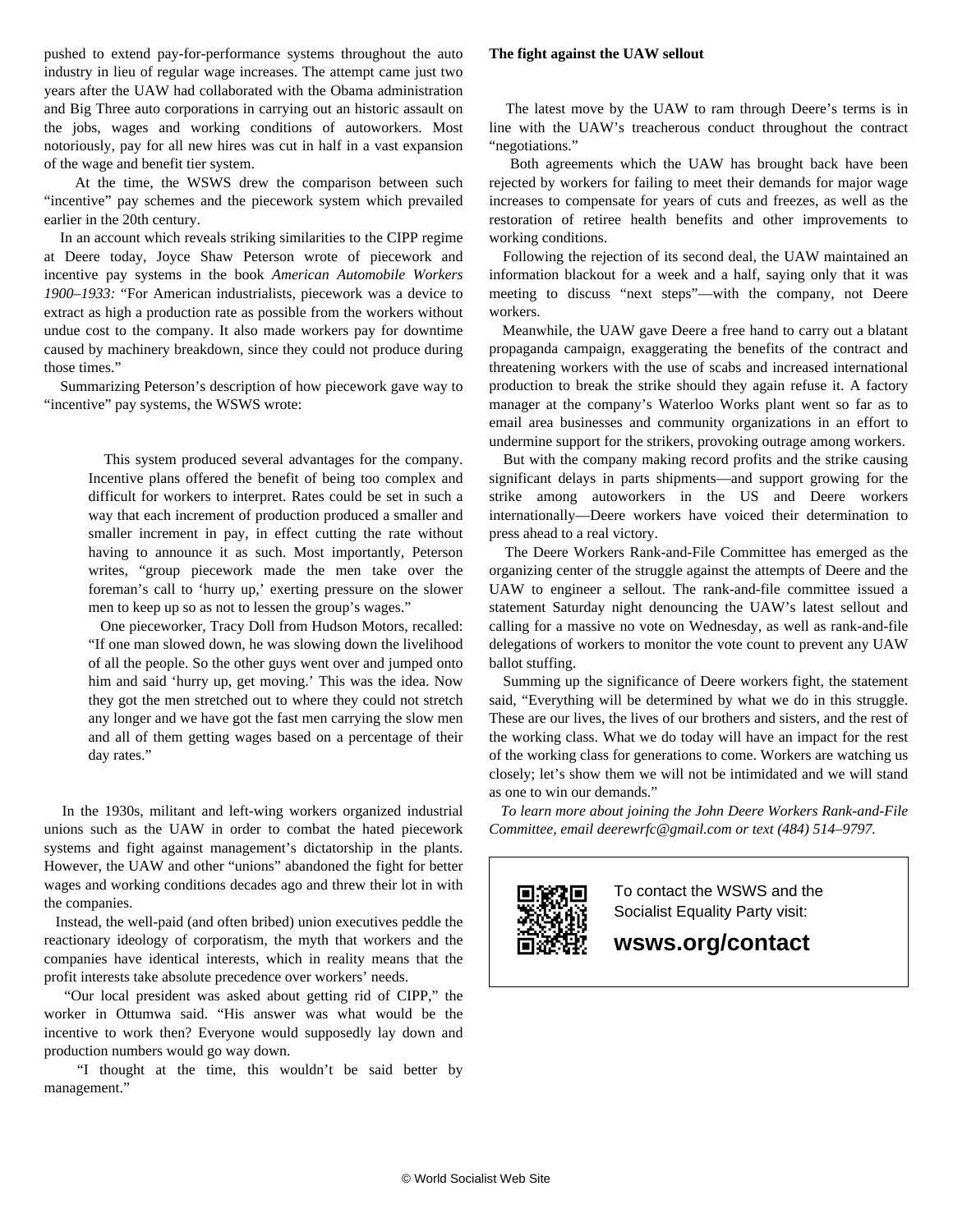pushed to extend pay-for-performance systems throughout the auto industry in lieu of regular wage increases. The attempt came just two years after the UAW had collaborated with the Obama administration and Big Three auto corporations in carrying out an historic assault on the jobs, wages and working conditions of autoworkers. Most notoriously, pay for all new hires was cut in half in a vast expansion of the wage and benefit tier system.

At the time, the WSWS drew the comparison between such "incentive" pay schemes and the piecework system which prevailed earlier in the 20th century.

In an account which reveals striking similarities to the CIPP regime at Deere today, Joyce Shaw Peterson wrote of piecework and incentive pay systems in the book *American Automobile Workers 1900–1933:* "For American industrialists, piecework was a device to extract as high a production rate as possible from the workers without undue cost to the company. It also made workers pay for downtime caused by machinery breakdown, since they could not produce during those times."

Summarizing Peterson's description of how piecework gave way to "incentive" pay systems, the WSWS wrote:

> This system produced several advantages for the company. Incentive plans offered the benefit of being too complex and difficult for workers to interpret. Rates could be set in such a way that each increment of production produced a smaller and smaller increment in pay, in effect cutting the rate without having to announce it as such. Most importantly, Peterson writes, "group piecework made the men take over the foreman's call to 'hurry up,' exerting pressure on the slower men to keep up so as not to lessen the group's wages."
>
> One pieceworker, Tracy Doll from Hudson Motors, recalled: "If one man slowed down, he was slowing down the livelihood of all the people. So the other guys went over and jumped onto him and said 'hurry up, get moving.' This was the idea. Now they got the men stretched out to where they could not stretch any longer and we have got the fast men carrying the slow men and all of them getting wages based on a percentage of their day rates."

In the 1930s, militant and left-wing workers organized industrial unions such as the UAW in order to combat the hated piecework systems and fight against management's dictatorship in the plants. However, the UAW and other "unions" abandoned the fight for better wages and working conditions decades ago and threw their lot in with the companies.

Instead, the well-paid (and often bribed) union executives peddle the reactionary ideology of corporatism, the myth that workers and the companies have identical interests, which in reality means that the profit interests take absolute precedence over workers' needs.

"Our local president was asked about getting rid of CIPP," the worker in Ottumwa said. "His answer was what would be the incentive to work then? Everyone would supposedly lay down and production numbers would go way down.

"I thought at the time, this wouldn't be said better by management."

**The fight against the UAW sellout**

The latest move by the UAW to ram through Deere's terms is in line with the UAW's treacherous conduct throughout the contract "negotiations."

Both agreements which the UAW has brought back have been rejected by workers for failing to meet their demands for major wage increases to compensate for years of cuts and freezes, as well as the restoration of retiree health benefits and other improvements to working conditions.

Following the rejection of its second deal, the UAW maintained an information blackout for a week and a half, saying only that it was meeting to discuss "next steps"—with the company, not Deere workers.

Meanwhile, the UAW gave Deere a free hand to carry out a blatant propaganda campaign, exaggerating the benefits of the contract and threatening workers with the use of scabs and increased international production to break the strike should they again refuse it. A factory manager at the company's Waterloo Works plant went so far as to email area businesses and community organizations in an effort to undermine support for the strikers, provoking outrage among workers.

But with the company making record profits and the strike causing significant delays in parts shipments—and support growing for the strike among autoworkers in the US and Deere workers internationally—Deere workers have voiced their determination to press ahead to a real victory.

The Deere Workers Rank-and-File Committee has emerged as the organizing center of the struggle against the attempts of Deere and the UAW to engineer a sellout. The rank-and-file committee issued a statement Saturday night denouncing the UAW's latest sellout and calling for a massive no vote on Wednesday, as well as rank-and-file delegations of workers to monitor the vote count to prevent any UAW ballot stuffing.

Summing up the significance of Deere workers fight, the statement said, "Everything will be determined by what we do in this struggle. These are our lives, the lives of our brothers and sisters, and the rest of the working class. What we do today will have an impact for the rest of the working class for generations to come. Workers are watching us closely; let's show them we will not be intimidated and we will stand as one to win our demands."

*To learn more about joining the John Deere Workers Rank-and-File Committee, email deerewrfc@gmail.com or text (484) 514–9797.*

To contact the WSWS and the Socialist Equality Party visit:

**wsws.org/contact**